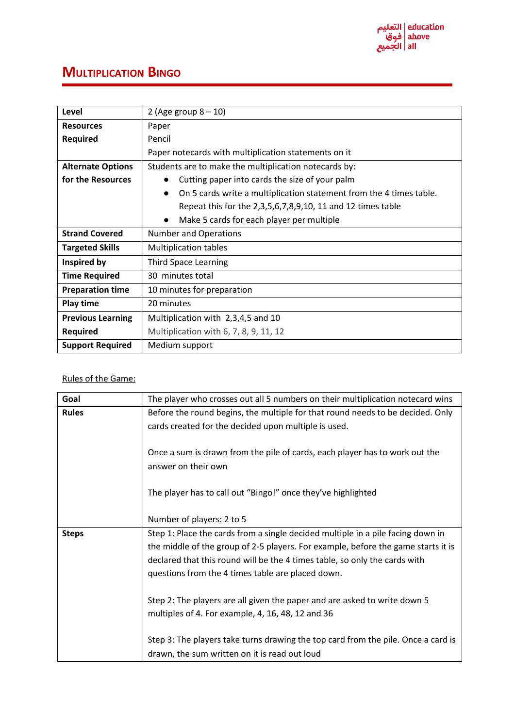# Multiplication Bingo

| Level | 2 (Age group 8 – 10) |
|---|---|
| **Resources Required** | Paper<br>Pencil<br>Paper notecards with multiplication statements on it |
| **Alternate Options for the Resources** | Students are to make the multiplication notecards by:<br>● Cutting paper into cards the size of your palm<br>● On 5 cards write a multiplication statement from the 4 times table. Repeat this for the 2,3,5,6,7,8,9,10, 11 and 12 times table<br>● Make 5 cards for each player per multiple |
| **Strand Covered** | Number and Operations |
| **Targeted Skills** | Multiplication tables |
| **Inspired by** | Third Space Learning |
| **Time Required** | 30 minutes total |
| **Preparation time** | 10 minutes for preparation |
| **Play time** | 20 minutes |
| **Previous Learning Required** | Multiplication with 2,3,4,5 and 10<br>Multiplication with 6, 7, 8, 9, 11, 12 |
| **Support Required** | Medium support |

Rules of the Game:

| Goal | The player who crosses out all 5 numbers on their multiplication notecard wins |
|---|---|
| **Rules** | Before the round begins, the multiple for that round needs to be decided. Only cards created for the decided upon multiple is used.<br><br>Once a sum is drawn from the pile of cards, each player has to work out the answer on their own<br><br>The player has to call out "Bingo!" once they've highlighted<br><br>Number of players: 2 to 5 |
| **Steps** | Step 1: Place the cards from a single decided multiple in a pile facing down in the middle of the group of 2-5 players. For example, before the game starts it is declared that this round will be the 4 times table, so only the cards with questions from the 4 times table are placed down.<br><br>Step 2: The players are all given the paper and are asked to write down 5 multiples of 4. For example, 4, 16, 48, 12 and 36<br><br>Step 3: The players take turns drawing the top card from the pile. Once a card is drawn, the sum written on it is read out loud |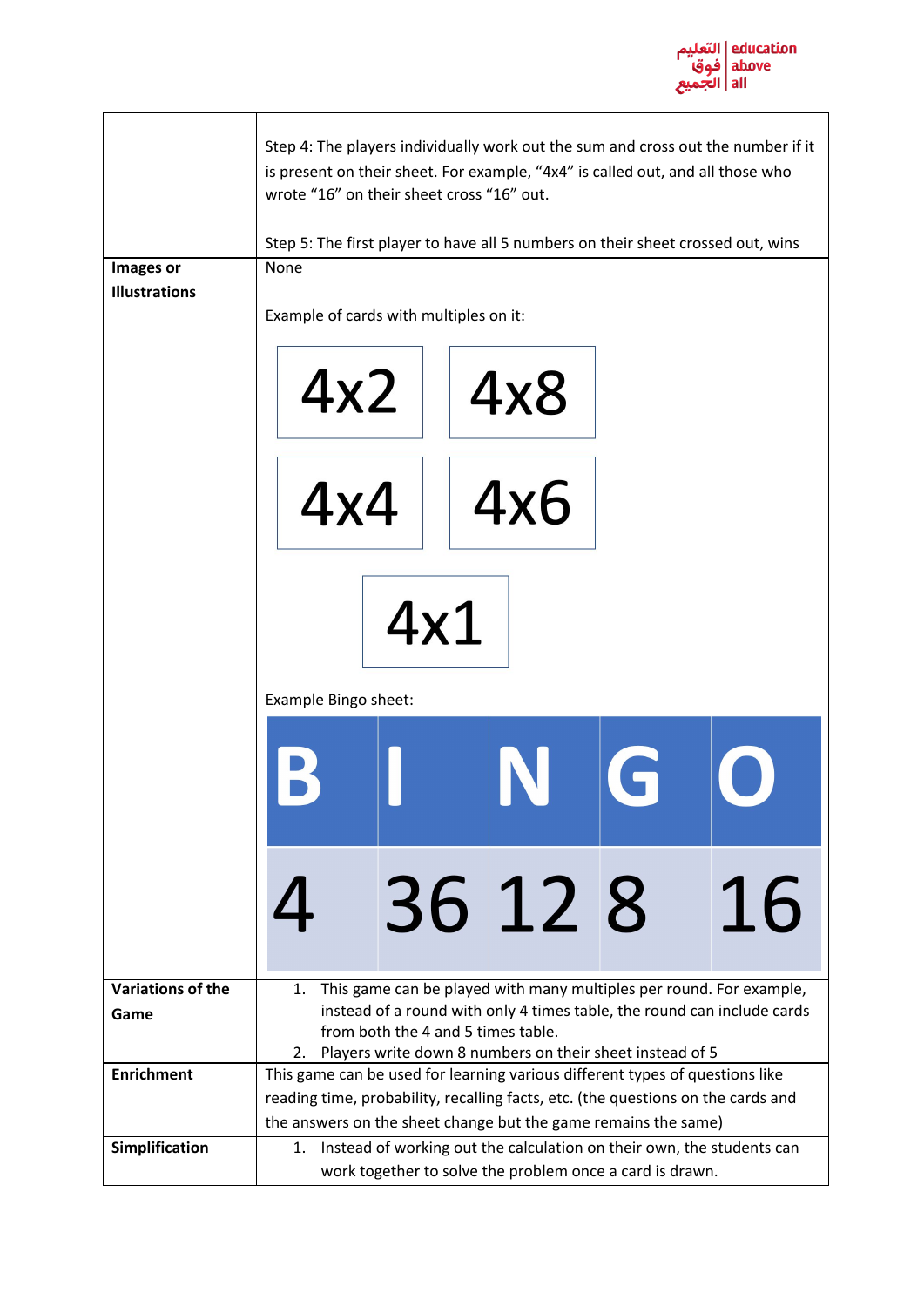| | |
|---|---|
| | Step 4: The players individually work out the sum and cross out the number if it is present on their sheet. For example, “4x4” is called out, and all those who wrote “16” on their sheet cross “16” out.<br><br>Step 5: The first player to have all 5 numbers on their sheet crossed out, wins |
| **Images or Illustrations** | None<br><br>Example of cards with multiples on it:<br><br>4x2 \| 4x8<br>4x4 \| 4x6<br>4x1<br><br>Example Bingo sheet:<br><br>B \| I \| N \| G \| O<br>4 \| 36 \| 12 \| 8 \| 16 |
| **Variations of the Game** | 1. This game can be played with many multiples per round. For example, instead of a round with only 4 times table, the round can include cards from both the 4 and 5 times table.<br>2. Players write down 8 numbers on their sheet instead of 5 |
| **Enrichment** | This game can be used for learning various different types of questions like reading time, probability, recalling facts, etc. (the questions on the cards and the answers on the sheet change but the game remains the same) |
| **Simplification** | 1. Instead of working out the calculation on their own, the students can work together to solve the problem once a card is drawn. |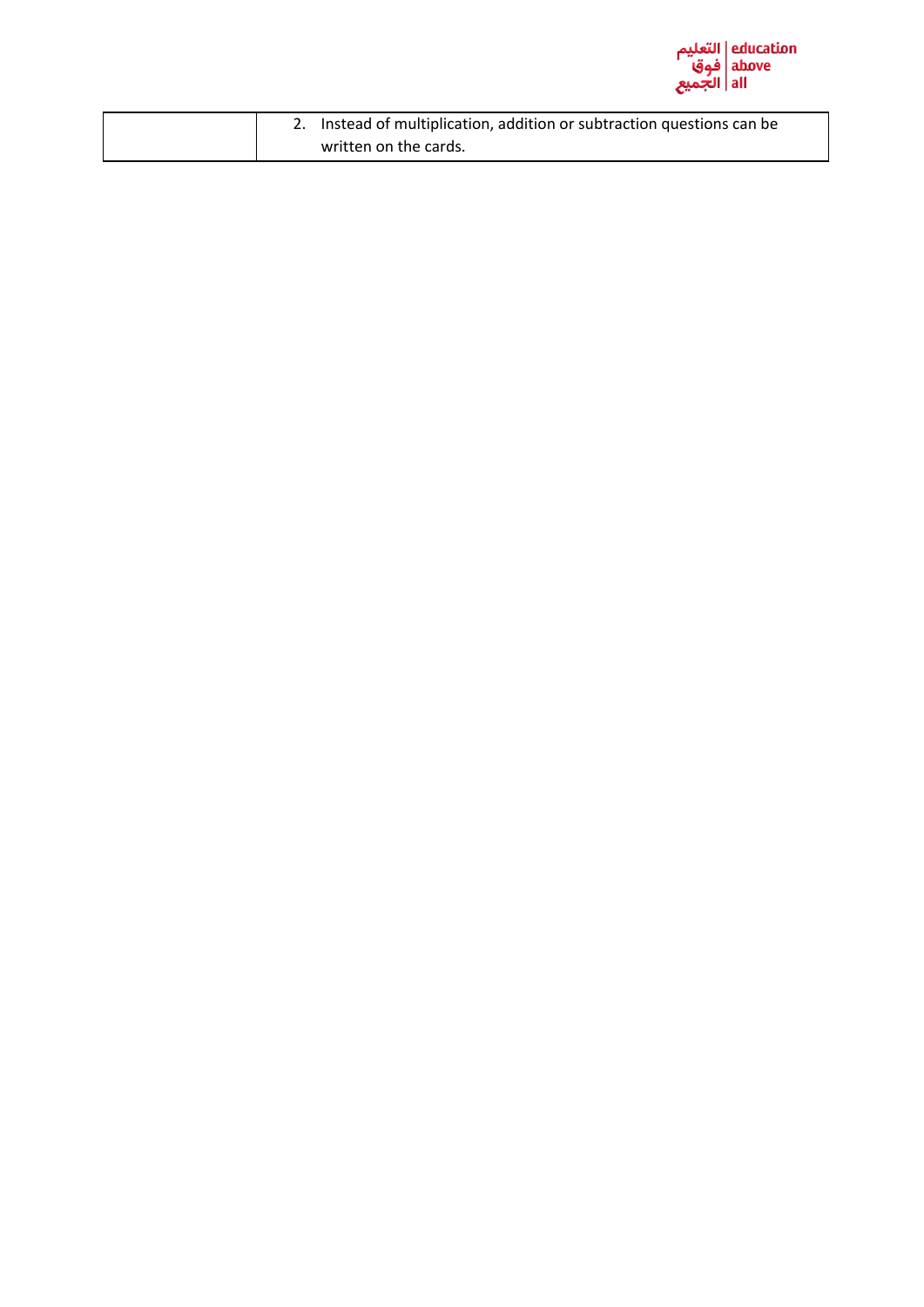| | |
|---|---|
| | 2. Instead of multiplication, addition or subtraction questions can be written on the cards. |